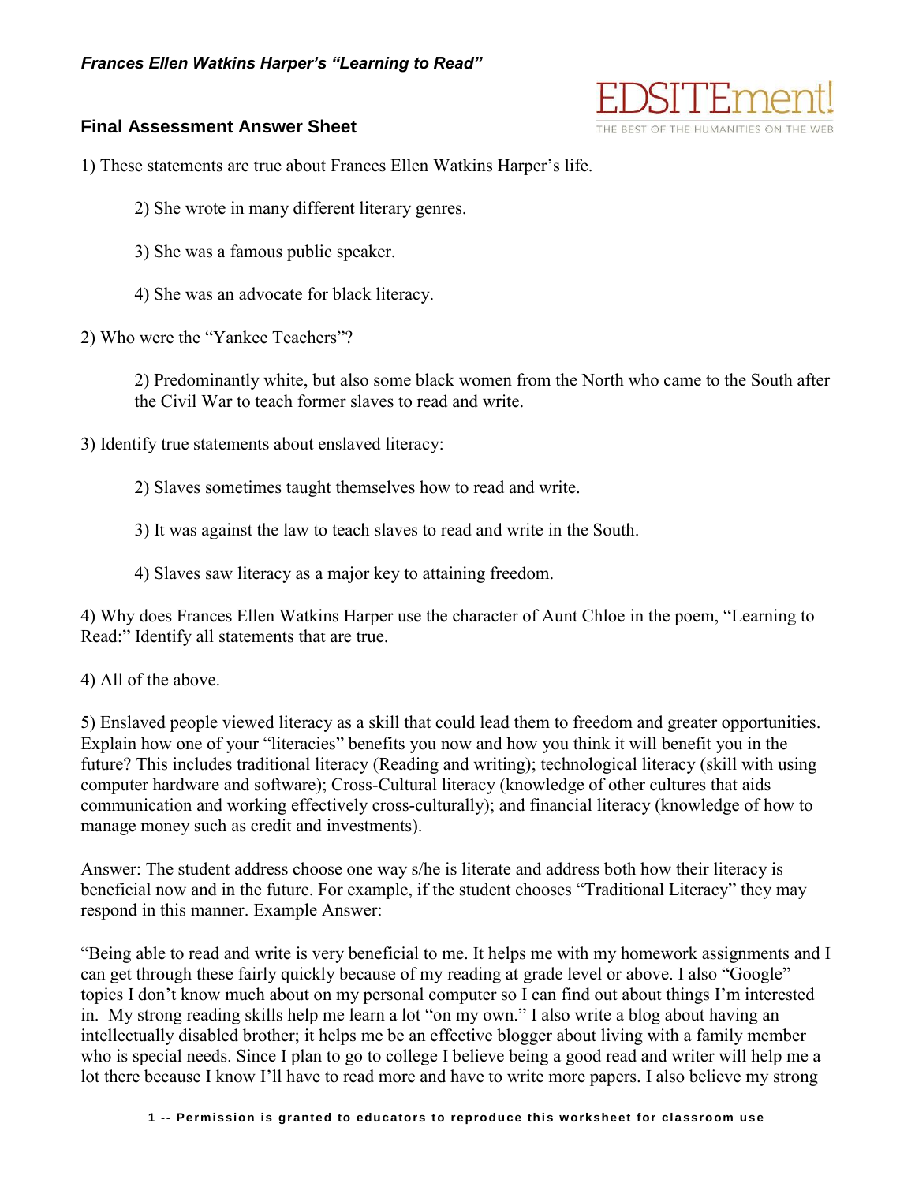*Frances Ellen Watkins Harper's "Learning to Read"*

## Final Assessment Answer Sheet

1) These statements are true about Frances Ellen Watkins Harper's life.

> 2) She wrote in many different literary genres.
>
> 3) She was a famous public speaker.
>
> 4) She was an advocate for black literacy.

2) Who were the "Yankee Teachers"?

> 2) Predominantly white, but also some black women from the North who came to the South after the Civil War to teach former slaves to read and write.

3) Identify true statements about enslaved literacy:

> 2) Slaves sometimes taught themselves how to read and write.
>
> 3) It was against the law to teach slaves to read and write in the South.
>
> 4) Slaves saw literacy as a major key to attaining freedom.

4) Why does Frances Ellen Watkins Harper use the character of Aunt Chloe in the poem, "Learning to Read:" Identify all statements that are true.

4) All of the above.

5) Enslaved people viewed literacy as a skill that could lead them to freedom and greater opportunities. Explain how one of your "literacies" benefits you now and how you think it will benefit you in the future? This includes traditional literacy (Reading and writing); technological literacy (skill with using computer hardware and software); Cross-Cultural literacy (knowledge of other cultures that aids communication and working effectively cross-culturally); and financial literacy (knowledge of how to manage money such as credit and investments).

Answer: The student address choose one way s/he is literate and address both how their literacy is beneficial now and in the future. For example, if the student chooses "Traditional Literacy" they may respond in this manner. Example Answer:

"Being able to read and write is very beneficial to me. It helps me with my homework assignments and I can get through these fairly quickly because of my reading at grade level or above. I also "Google" topics I don't know much about on my personal computer so I can find out about things I'm interested in. My strong reading skills help me learn a lot "on my own." I also write a blog about having an intellectually disabled brother; it helps me be an effective blogger about living with a family member who is special needs. Since I plan to go to college I believe being a good read and writer will help me a lot there because I know I'll have to read more and have to write more papers. I also believe my strong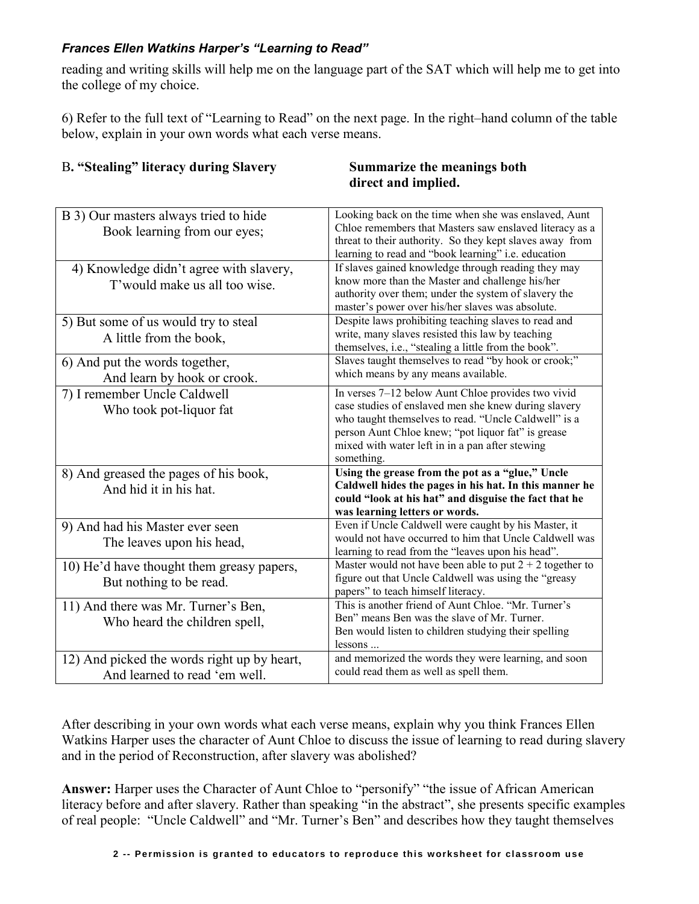reading and writing skills will help me on the language part of the SAT which will help me to get into the college of my choice.

6) Refer to the full text of "Learning to Read" on the next page. In the right–hand column of the table below, explain in your own words what each verse means.

| B. "Stealing" literacy during Slavery | Summarize the meanings both direct and implied. |
|---|---|
| B 3) Our masters always tried to hide Book learning from our eyes; | Looking back on the time when she was enslaved, Aunt Chloe remembers that Masters saw enslaved literacy as a threat to their authority. So they kept slaves away from learning to read and "book learning" i.e. education |
| 4) Knowledge didn't agree with slavery, T'would make us all too wise. | If slaves gained knowledge through reading they may know more than the Master and challenge his/her authority over them; under the system of slavery the master's power over his/her slaves was absolute. |
| 5) But some of us would try to steal A little from the book, | Despite laws prohibiting teaching slaves to read and write, many slaves resisted this law by teaching themselves, i.e., "stealing a little from the book". |
| 6) And put the words together, And learn by hook or crook. | Slaves taught themselves to read "by hook or crook;" which means by any means available. |
| 7) I remember Uncle Caldwell Who took pot-liquor fat | In verses 7–12 below Aunt Chloe provides two vivid case studies of enslaved men she knew during slavery who taught themselves to read. "Uncle Caldwell" is a person Aunt Chloe knew; "pot liquor fat" is grease mixed with water left in in a pan after stewing something. |
| 8) And greased the pages of his book, And hid it in his hat. | **Using the grease from the pot as a "glue," Uncle Caldwell hides the pages in his hat. In this manner he could "look at his hat" and disguise the fact that he was learning letters or words.** |
| 9) And had his Master ever seen The leaves upon his head, | Even if Uncle Caldwell were caught by his Master, it would not have occurred to him that Uncle Caldwell was learning to read from the "leaves upon his head". |
| 10) He'd have thought them greasy papers, But nothing to be read. | Master would not have been able to put 2 + 2 together to figure out that Uncle Caldwell was using the "greasy papers" to teach himself literacy. |
| 11) And there was Mr. Turner's Ben, Who heard the children spell, | This is another friend of Aunt Chloe. "Mr. Turner's Ben" means Ben was the slave of Mr. Turner. Ben would listen to children studying their spelling lessons ... |
| 12) And picked the words right up by heart, And learned to read 'em well. | and memorized the words they were learning, and soon could read them as well as spell them. |

After describing in your own words what each verse means, explain why you think Frances Ellen Watkins Harper uses the character of Aunt Chloe to discuss the issue of learning to read during slavery and in the period of Reconstruction, after slavery was abolished?

**Answer:** Harper uses the Character of Aunt Chloe to "personify" "the issue of African American literacy before and after slavery. Rather than speaking "in the abstract", she presents specific examples of real people: "Uncle Caldwell" and "Mr. Turner's Ben" and describes how they taught themselves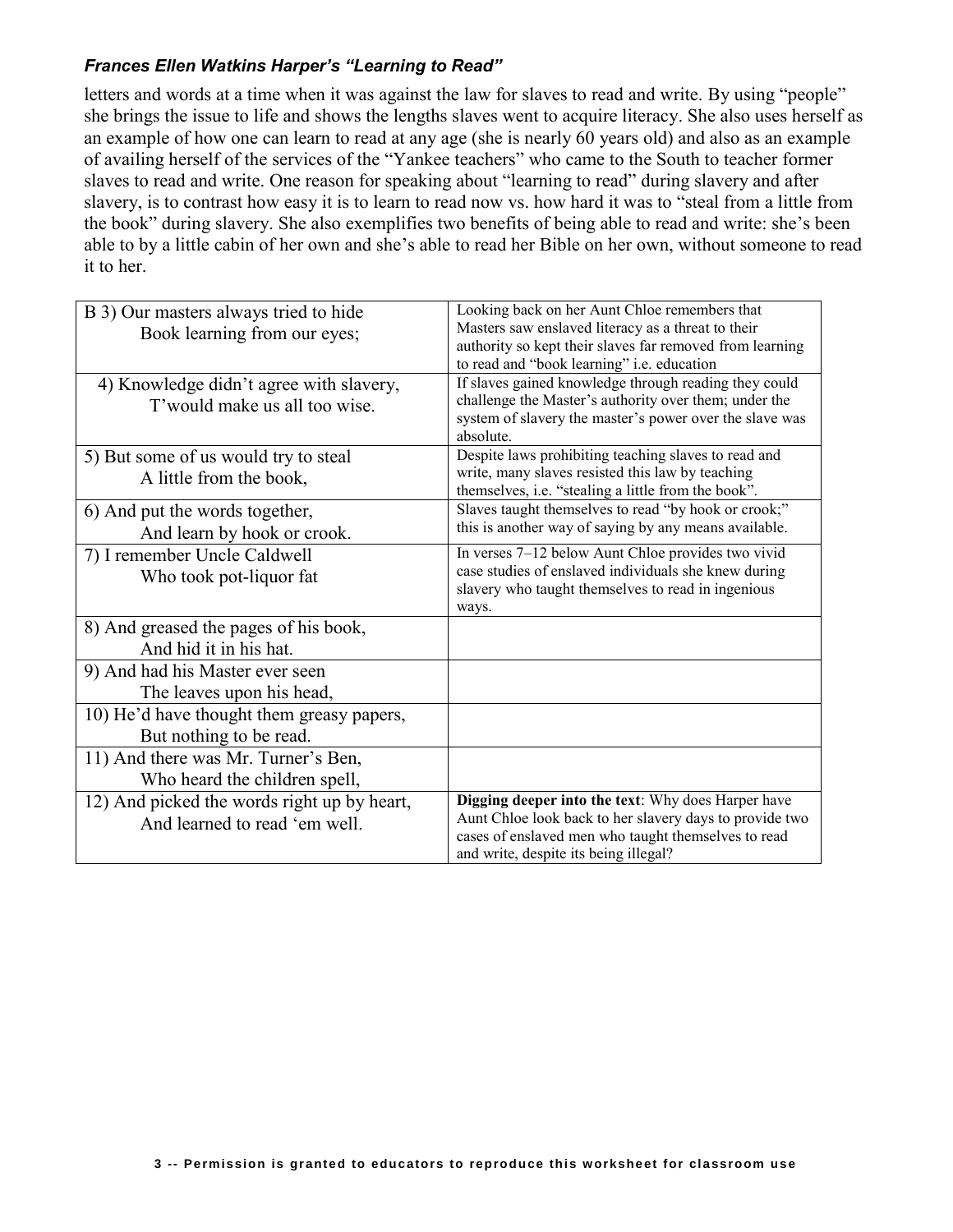***Frances Ellen Watkins Harper's "Learning to Read"***

letters and words at a time when it was against the law for slaves to read and write. By using "people" she brings the issue to life and shows the lengths slaves went to acquire literacy. She also uses herself as an example of how one can learn to read at any age (she is nearly 60 years old) and also as an example of availing herself of the services of the "Yankee teachers" who came to the South to teacher former slaves to read and write. One reason for speaking about "learning to read" during slavery and after slavery, is to contrast how easy it is to learn to read now vs. how hard it was to "steal from a little from the book" during slavery. She also exemplifies two benefits of being able to read and write: she's been able to by a little cabin of her own and she's able to read her Bible on her own, without someone to read it to her.

| | |
|---|---|
| B 3) Our masters always tried to hide<br>Book learning from our eyes; | Looking back on her Aunt Chloe remembers that Masters saw enslaved literacy as a threat to their authority so kept their slaves far removed from learning to read and "book learning" i.e. education |
| 4) Knowledge didn't agree with slavery,<br>T'would make us all too wise. | If slaves gained knowledge through reading they could challenge the Master's authority over them; under the system of slavery the master's power over the slave was absolute. |
| 5) But some of us would try to steal<br>A little from the book, | Despite laws prohibiting teaching slaves to read and write, many slaves resisted this law by teaching themselves, i.e. "stealing a little from the book". |
| 6) And put the words together,<br>And learn by hook or crook. | Slaves taught themselves to read "by hook or crook;" this is another way of saying by any means available. |
| 7) I remember Uncle Caldwell<br>Who took pot-liquor fat | In verses 7–12 below Aunt Chloe provides two vivid case studies of enslaved individuals she knew during slavery who taught themselves to read in ingenious ways. |
| 8) And greased the pages of his book,<br>And hid it in his hat. | |
| 9) And had his Master ever seen<br>The leaves upon his head, | |
| 10) He'd have thought them greasy papers,<br>But nothing to be read. | |
| 11) And there was Mr. Turner's Ben,<br>Who heard the children spell, | |
| 12) And picked the words right up by heart,<br>And learned to read 'em well. | **Digging deeper into the text**: Why does Harper have Aunt Chloe look back to her slavery days to provide two cases of enslaved men who taught themselves to read and write, despite its being illegal? |

**3 -- Permission is granted to educators to reproduce this worksheet for classroom use**